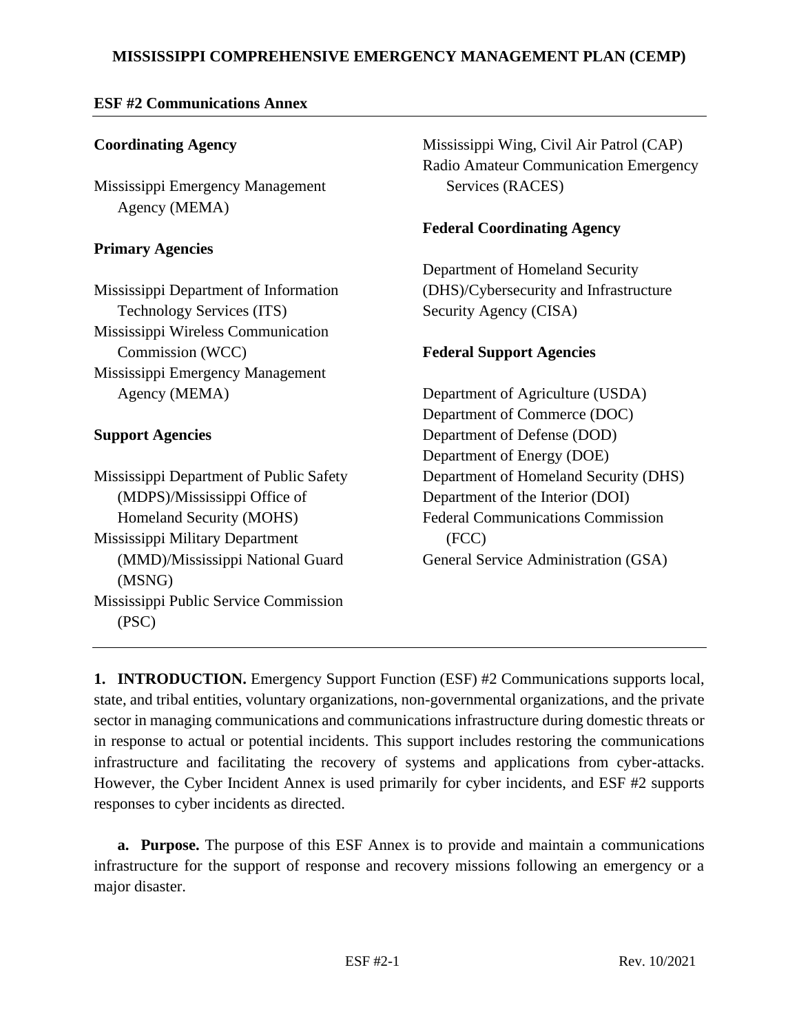# MISSISSIPPI COMPREHENSIVE EMERGENCY MANAGEMENT PLAN (CEMP)

## ESF #2 Communications Annex

**Coordinating Agency**

Mississippi Emergency Management Agency (MEMA)

**Primary Agencies**

Mississippi Department of Information Technology Services (ITS)
Mississippi Wireless Communication Commission (WCC)
Mississippi Emergency Management Agency (MEMA)

**Support Agencies**

Mississippi Department of Public Safety (MDPS)/Mississippi Office of Homeland Security (MOHS)
Mississippi Military Department (MMD)/Mississippi National Guard (MSNG)
Mississippi Public Service Commission (PSC)
Mississippi Wing, Civil Air Patrol (CAP)
Radio Amateur Communication Emergency Services (RACES)

**Federal Coordinating Agency**

Department of Homeland Security (DHS)/Cybersecurity and Infrastructure Security Agency (CISA)

**Federal Support Agencies**

Department of Agriculture (USDA)
Department of Commerce (DOC)
Department of Defense (DOD)
Department of Energy (DOE)
Department of Homeland Security (DHS)
Department of the Interior (DOI)
Federal Communications Commission (FCC)
General Service Administration (GSA)

---

**1. INTRODUCTION.** Emergency Support Function (ESF) #2 Communications supports local, state, and tribal entities, voluntary organizations, non-governmental organizations, and the private sector in managing communications and communications infrastructure during domestic threats or in response to actual or potential incidents. This support includes restoring the communications infrastructure and facilitating the recovery of systems and applications from cyber-attacks. However, the Cyber Incident Annex is used primarily for cyber incidents, and ESF #2 supports responses to cyber incidents as directed.

**a. Purpose.** The purpose of this ESF Annex is to provide and maintain a communications infrastructure for the support of response and recovery missions following an emergency or a major disaster.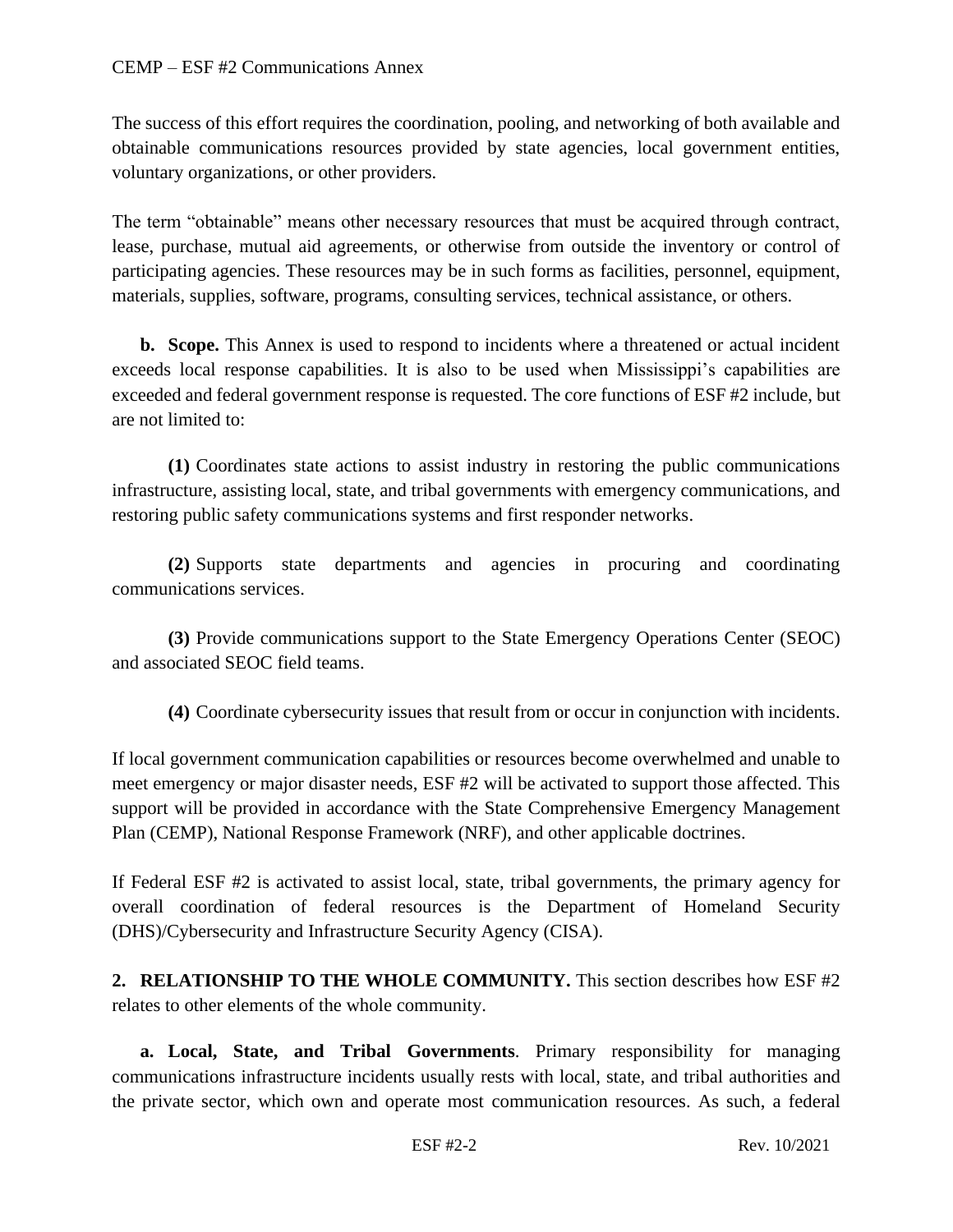The success of this effort requires the coordination, pooling, and networking of both available and obtainable communications resources provided by state agencies, local government entities, voluntary organizations, or other providers.

The term "obtainable" means other necessary resources that must be acquired through contract, lease, purchase, mutual aid agreements, or otherwise from outside the inventory or control of participating agencies. These resources may be in such forms as facilities, personnel, equipment, materials, supplies, software, programs, consulting services, technical assistance, or others.

**b. Scope.** This Annex is used to respond to incidents where a threatened or actual incident exceeds local response capabilities. It is also to be used when Mississippi's capabilities are exceeded and federal government response is requested. The core functions of ESF #2 include, but are not limited to:

**(1)** Coordinates state actions to assist industry in restoring the public communications infrastructure, assisting local, state, and tribal governments with emergency communications, and restoring public safety communications systems and first responder networks.

**(2)** Supports state departments and agencies in procuring and coordinating communications services.

**(3)** Provide communications support to the State Emergency Operations Center (SEOC) and associated SEOC field teams.

**(4)** Coordinate cybersecurity issues that result from or occur in conjunction with incidents.

If local government communication capabilities or resources become overwhelmed and unable to meet emergency or major disaster needs, ESF #2 will be activated to support those affected. This support will be provided in accordance with the State Comprehensive Emergency Management Plan (CEMP), National Response Framework (NRF), and other applicable doctrines.

If Federal ESF #2 is activated to assist local, state, tribal governments, the primary agency for overall coordination of federal resources is the Department of Homeland Security (DHS)/Cybersecurity and Infrastructure Security Agency (CISA).

## 2. RELATIONSHIP TO THE WHOLE COMMUNITY.

This section describes how ESF #2 relates to other elements of the whole community.

**a. Local, State, and Tribal Governments**. Primary responsibility for managing communications infrastructure incidents usually rests with local, state, and tribal authorities and the private sector, which own and operate most communication resources. As such, a federal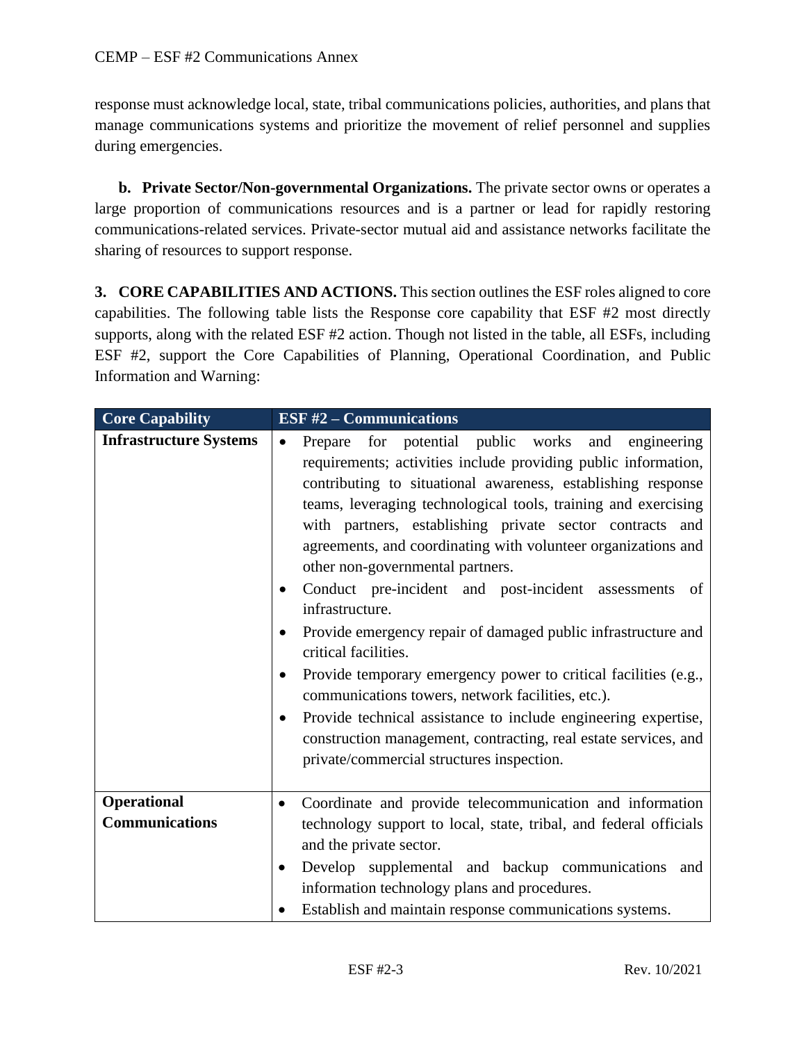response must acknowledge local, state, tribal communications policies, authorities, and plans that manage communications systems and prioritize the movement of relief personnel and supplies during emergencies.

**b. Private Sector/Non-governmental Organizations.** The private sector owns or operates a large proportion of communications resources and is a partner or lead for rapidly restoring communications-related services. Private-sector mutual aid and assistance networks facilitate the sharing of resources to support response.

**3. CORE CAPABILITIES AND ACTIONS.** This section outlines the ESF roles aligned to core capabilities. The following table lists the Response core capability that ESF #2 most directly supports, along with the related ESF #2 action. Though not listed in the table, all ESFs, including ESF #2, support the Core Capabilities of Planning, Operational Coordination, and Public Information and Warning:

| Core Capability | ESF #2 – Communications |
|---|---|
| **Infrastructure Systems** | • Prepare for potential public works and engineering requirements; activities include providing public information, contributing to situational awareness, establishing response teams, leveraging technological tools, training and exercising with partners, establishing private sector contracts and agreements, and coordinating with volunteer organizations and other non-governmental partners.<br>• Conduct pre-incident and post-incident assessments of infrastructure.<br>• Provide emergency repair of damaged public infrastructure and critical facilities.<br>• Provide temporary emergency power to critical facilities (e.g., communications towers, network facilities, etc.).<br>• Provide technical assistance to include engineering expertise, construction management, contracting, real estate services, and private/commercial structures inspection. |
| **Operational Communications** | • Coordinate and provide telecommunication and information technology support to local, state, tribal, and federal officials and the private sector.<br>• Develop supplemental and backup communications and information technology plans and procedures.<br>• Establish and maintain response communications systems. |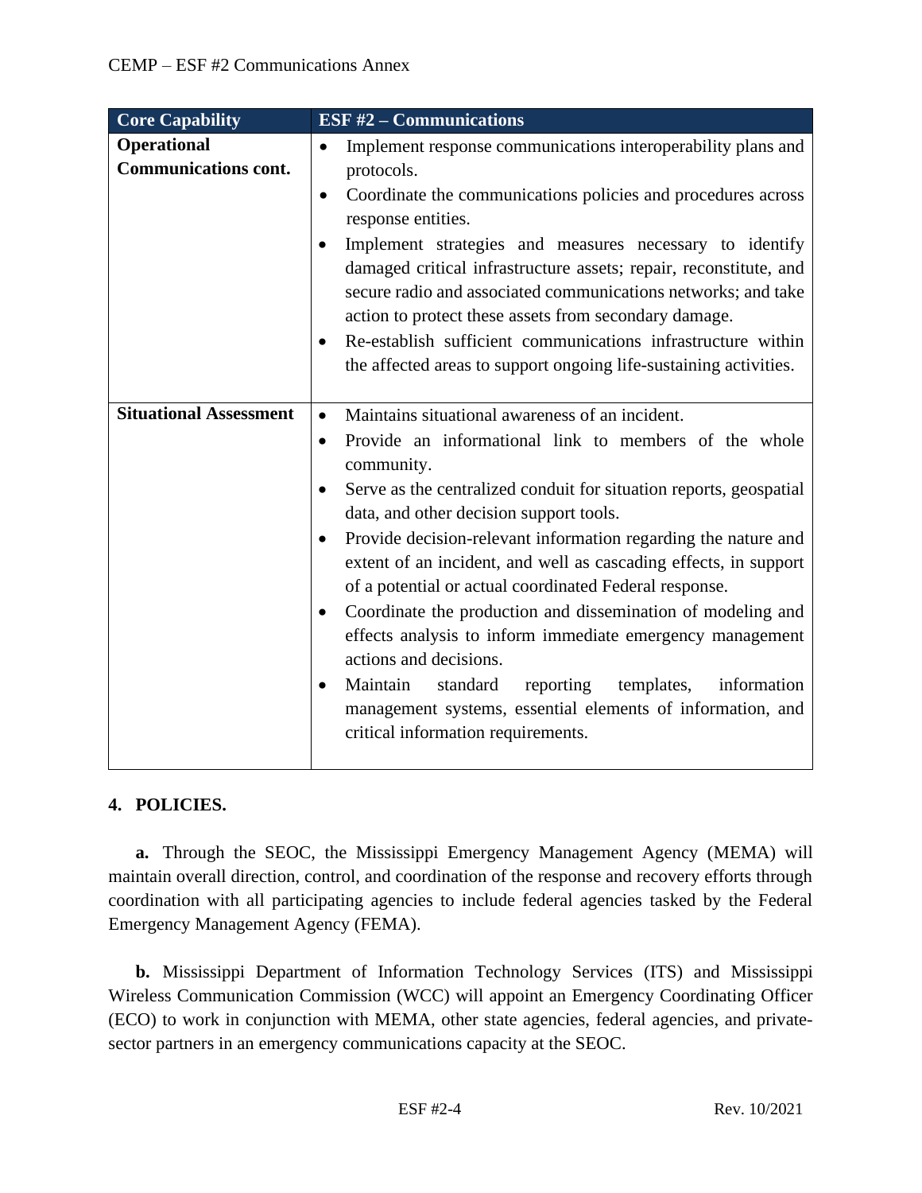| Core Capability | ESF #2 – Communications |
|---|---|
| **Operational Communications cont.** | • Implement response communications interoperability plans and protocols.<br>• Coordinate the communications policies and procedures across response entities.<br>• Implement strategies and measures necessary to identify damaged critical infrastructure assets; repair, reconstitute, and secure radio and associated communications networks; and take action to protect these assets from secondary damage.<br>• Re-establish sufficient communications infrastructure within the affected areas to support ongoing life-sustaining activities. |
| **Situational Assessment** | • Maintains situational awareness of an incident.<br>• Provide an informational link to members of the whole community.<br>• Serve as the centralized conduit for situation reports, geospatial data, and other decision support tools.<br>• Provide decision-relevant information regarding the nature and extent of an incident, and well as cascading effects, in support of a potential or actual coordinated Federal response.<br>• Coordinate the production and dissemination of modeling and effects analysis to inform immediate emergency management actions and decisions.<br>• Maintain standard reporting templates, information management systems, essential elements of information, and critical information requirements. |

## 4. POLICIES.

**a.** Through the SEOC, the Mississippi Emergency Management Agency (MEMA) will maintain overall direction, control, and coordination of the response and recovery efforts through coordination with all participating agencies to include federal agencies tasked by the Federal Emergency Management Agency (FEMA).

**b.** Mississippi Department of Information Technology Services (ITS) and Mississippi Wireless Communication Commission (WCC) will appoint an Emergency Coordinating Officer (ECO) to work in conjunction with MEMA, other state agencies, federal agencies, and private-sector partners in an emergency communications capacity at the SEOC.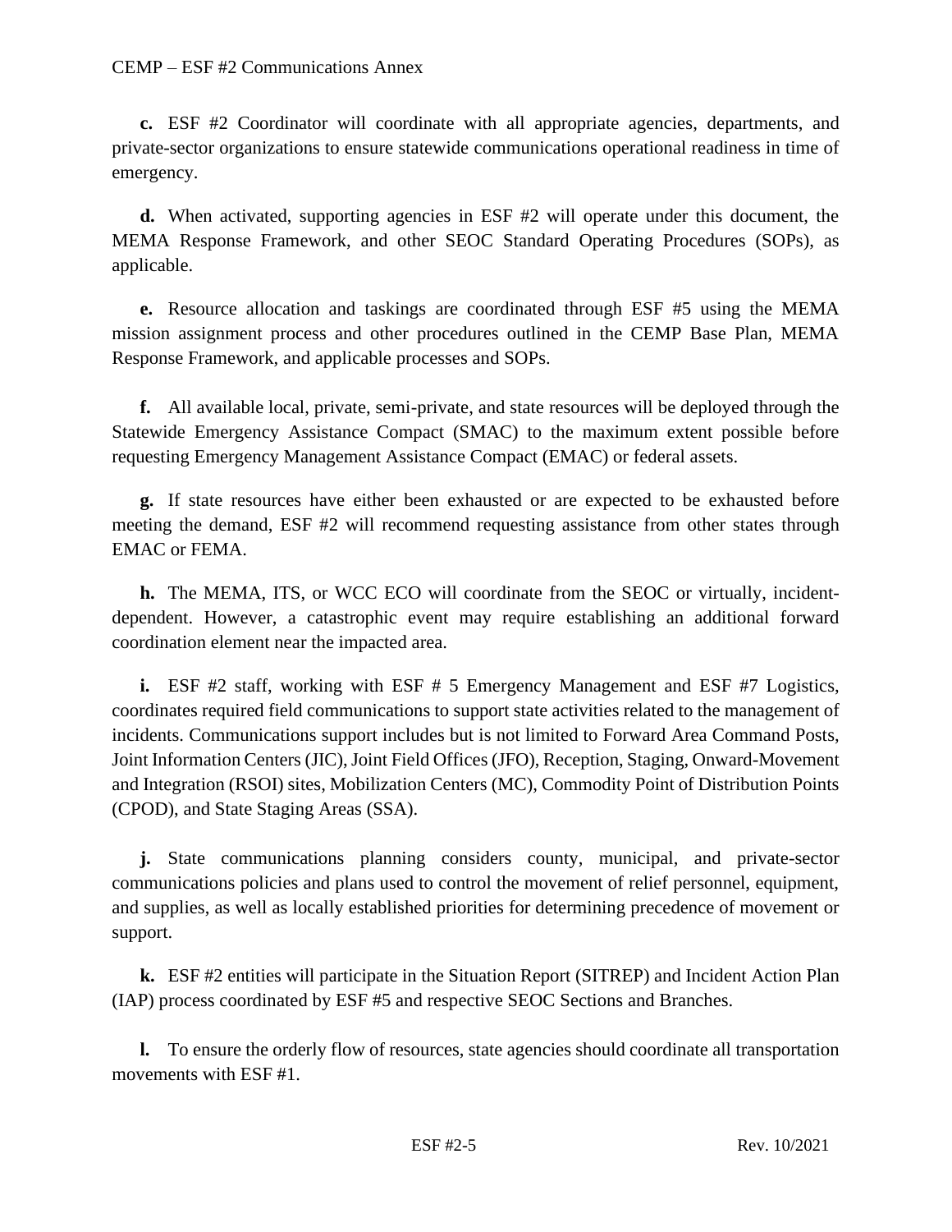**c.** ESF #2 Coordinator will coordinate with all appropriate agencies, departments, and private-sector organizations to ensure statewide communications operational readiness in time of emergency.

**d.** When activated, supporting agencies in ESF #2 will operate under this document, the MEMA Response Framework, and other SEOC Standard Operating Procedures (SOPs), as applicable.

**e.** Resource allocation and taskings are coordinated through ESF #5 using the MEMA mission assignment process and other procedures outlined in the CEMP Base Plan, MEMA Response Framework, and applicable processes and SOPs.

**f.** All available local, private, semi-private, and state resources will be deployed through the Statewide Emergency Assistance Compact (SMAC) to the maximum extent possible before requesting Emergency Management Assistance Compact (EMAC) or federal assets.

**g.** If state resources have either been exhausted or are expected to be exhausted before meeting the demand, ESF #2 will recommend requesting assistance from other states through EMAC or FEMA.

**h.** The MEMA, ITS, or WCC ECO will coordinate from the SEOC or virtually, incident-dependent. However, a catastrophic event may require establishing an additional forward coordination element near the impacted area.

**i.** ESF #2 staff, working with ESF # 5 Emergency Management and ESF #7 Logistics, coordinates required field communications to support state activities related to the management of incidents. Communications support includes but is not limited to Forward Area Command Posts, Joint Information Centers (JIC), Joint Field Offices (JFO), Reception, Staging, Onward-Movement and Integration (RSOI) sites, Mobilization Centers (MC), Commodity Point of Distribution Points (CPOD), and State Staging Areas (SSA).

**j.** State communications planning considers county, municipal, and private-sector communications policies and plans used to control the movement of relief personnel, equipment, and supplies, as well as locally established priorities for determining precedence of movement or support.

**k.** ESF #2 entities will participate in the Situation Report (SITREP) and Incident Action Plan (IAP) process coordinated by ESF #5 and respective SEOC Sections and Branches.

**l.** To ensure the orderly flow of resources, state agencies should coordinate all transportation movements with ESF #1.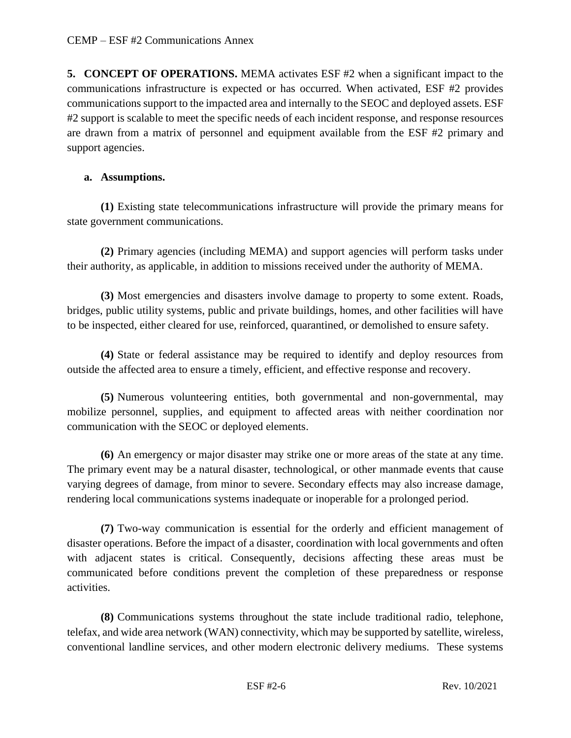**5. CONCEPT OF OPERATIONS.** MEMA activates ESF #2 when a significant impact to the communications infrastructure is expected or has occurred. When activated, ESF #2 provides communications support to the impacted area and internally to the SEOC and deployed assets. ESF #2 support is scalable to meet the specific needs of each incident response, and response resources are drawn from a matrix of personnel and equipment available from the ESF #2 primary and support agencies.

**a. Assumptions.**

**(1)** Existing state telecommunications infrastructure will provide the primary means for state government communications.

**(2)** Primary agencies (including MEMA) and support agencies will perform tasks under their authority, as applicable, in addition to missions received under the authority of MEMA.

**(3)** Most emergencies and disasters involve damage to property to some extent. Roads, bridges, public utility systems, public and private buildings, homes, and other facilities will have to be inspected, either cleared for use, reinforced, quarantined, or demolished to ensure safety.

**(4)** State or federal assistance may be required to identify and deploy resources from outside the affected area to ensure a timely, efficient, and effective response and recovery.

**(5)** Numerous volunteering entities, both governmental and non-governmental, may mobilize personnel, supplies, and equipment to affected areas with neither coordination nor communication with the SEOC or deployed elements.

**(6)** An emergency or major disaster may strike one or more areas of the state at any time. The primary event may be a natural disaster, technological, or other manmade events that cause varying degrees of damage, from minor to severe. Secondary effects may also increase damage, rendering local communications systems inadequate or inoperable for a prolonged period.

**(7)** Two-way communication is essential for the orderly and efficient management of disaster operations. Before the impact of a disaster, coordination with local governments and often with adjacent states is critical. Consequently, decisions affecting these areas must be communicated before conditions prevent the completion of these preparedness or response activities.

**(8)** Communications systems throughout the state include traditional radio, telephone, telefax, and wide area network (WAN) connectivity, which may be supported by satellite, wireless, conventional landline services, and other modern electronic delivery mediums. These systems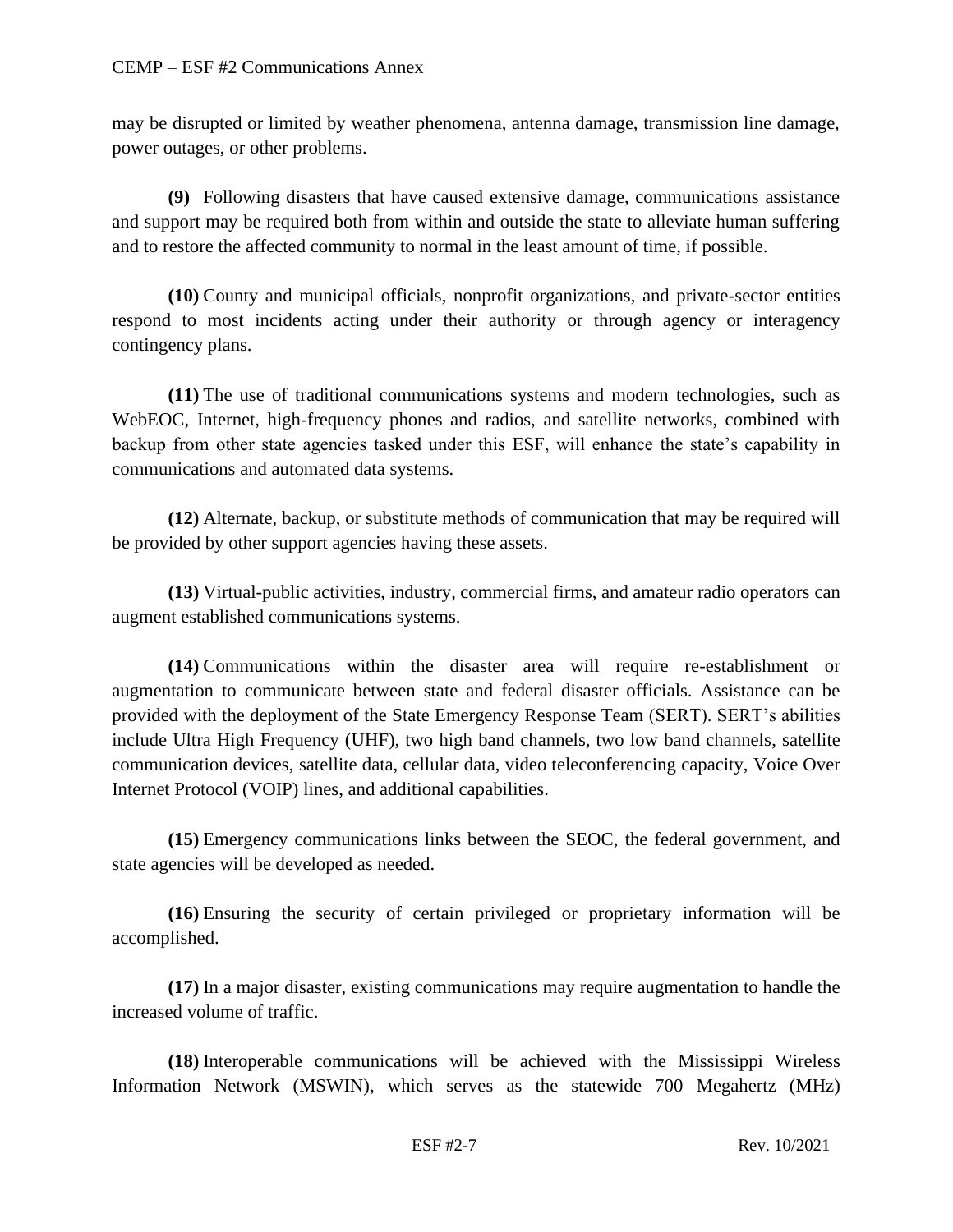may be disrupted or limited by weather phenomena, antenna damage, transmission line damage, power outages, or other problems.

**(9)** Following disasters that have caused extensive damage, communications assistance and support may be required both from within and outside the state to alleviate human suffering and to restore the affected community to normal in the least amount of time, if possible.

**(10)** County and municipal officials, nonprofit organizations, and private-sector entities respond to most incidents acting under their authority or through agency or interagency contingency plans.

**(11)** The use of traditional communications systems and modern technologies, such as WebEOC, Internet, high-frequency phones and radios, and satellite networks, combined with backup from other state agencies tasked under this ESF, will enhance the state's capability in communications and automated data systems.

**(12)** Alternate, backup, or substitute methods of communication that may be required will be provided by other support agencies having these assets.

**(13)** Virtual-public activities, industry, commercial firms, and amateur radio operators can augment established communications systems.

**(14)** Communications within the disaster area will require re-establishment or augmentation to communicate between state and federal disaster officials. Assistance can be provided with the deployment of the State Emergency Response Team (SERT). SERT's abilities include Ultra High Frequency (UHF), two high band channels, two low band channels, satellite communication devices, satellite data, cellular data, video teleconferencing capacity, Voice Over Internet Protocol (VOIP) lines, and additional capabilities.

**(15)** Emergency communications links between the SEOC, the federal government, and state agencies will be developed as needed.

**(16)** Ensuring the security of certain privileged or proprietary information will be accomplished.

**(17)** In a major disaster, existing communications may require augmentation to handle the increased volume of traffic.

**(18)** Interoperable communications will be achieved with the Mississippi Wireless Information Network (MSWIN), which serves as the statewide 700 Megahertz (MHz)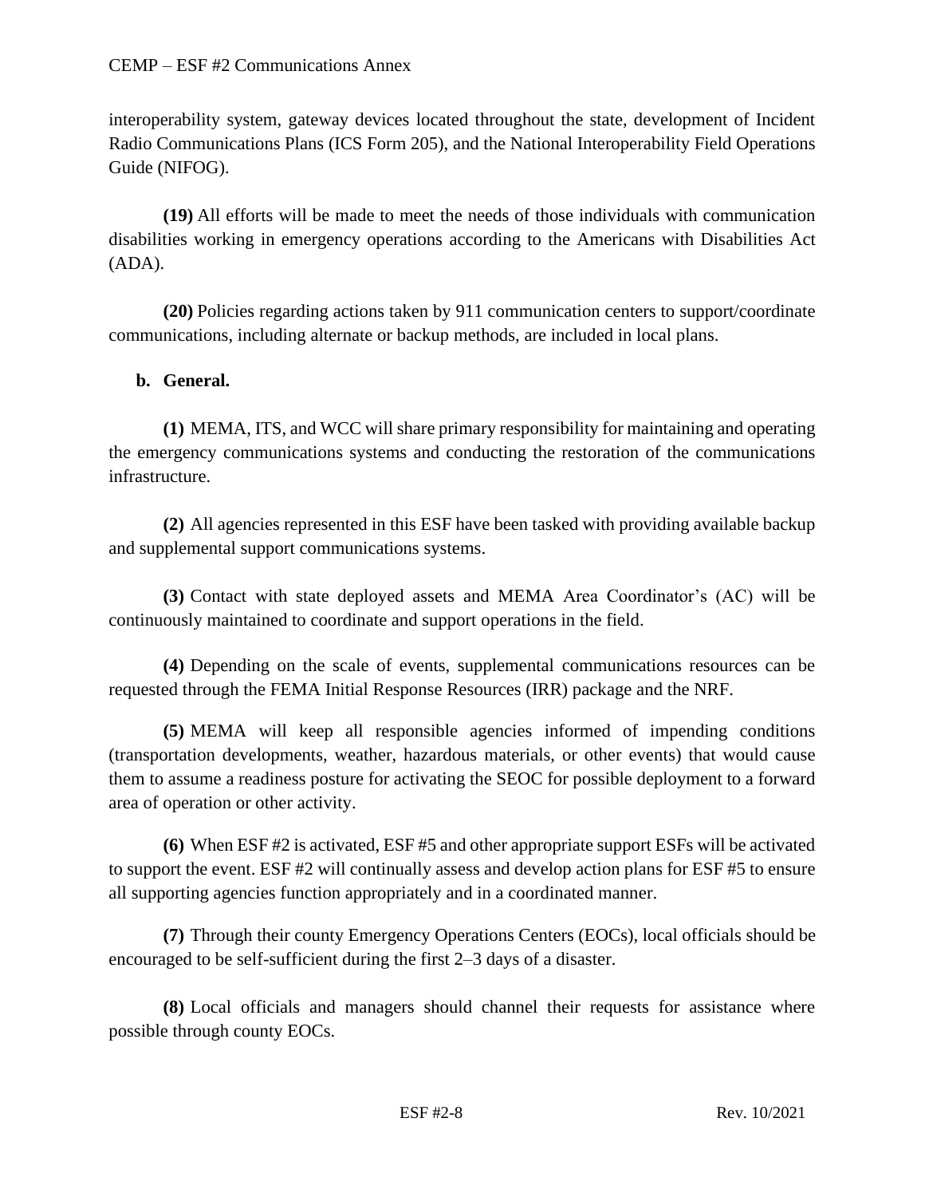interoperability system, gateway devices located throughout the state, development of Incident Radio Communications Plans (ICS Form 205), and the National Interoperability Field Operations Guide (NIFOG).

**(19)** All efforts will be made to meet the needs of those individuals with communication disabilities working in emergency operations according to the Americans with Disabilities Act (ADA).

**(20)** Policies regarding actions taken by 911 communication centers to support/coordinate communications, including alternate or backup methods, are included in local plans.

**b. General.**

**(1)** MEMA, ITS, and WCC will share primary responsibility for maintaining and operating the emergency communications systems and conducting the restoration of the communications infrastructure.

**(2)** All agencies represented in this ESF have been tasked with providing available backup and supplemental support communications systems.

**(3)** Contact with state deployed assets and MEMA Area Coordinator's (AC) will be continuously maintained to coordinate and support operations in the field.

**(4)** Depending on the scale of events, supplemental communications resources can be requested through the FEMA Initial Response Resources (IRR) package and the NRF.

**(5)** MEMA will keep all responsible agencies informed of impending conditions (transportation developments, weather, hazardous materials, or other events) that would cause them to assume a readiness posture for activating the SEOC for possible deployment to a forward area of operation or other activity.

**(6)** When ESF #2 is activated, ESF #5 and other appropriate support ESFs will be activated to support the event. ESF #2 will continually assess and develop action plans for ESF #5 to ensure all supporting agencies function appropriately and in a coordinated manner.

**(7)** Through their county Emergency Operations Centers (EOCs), local officials should be encouraged to be self-sufficient during the first 2–3 days of a disaster.

**(8)** Local officials and managers should channel their requests for assistance where possible through county EOCs.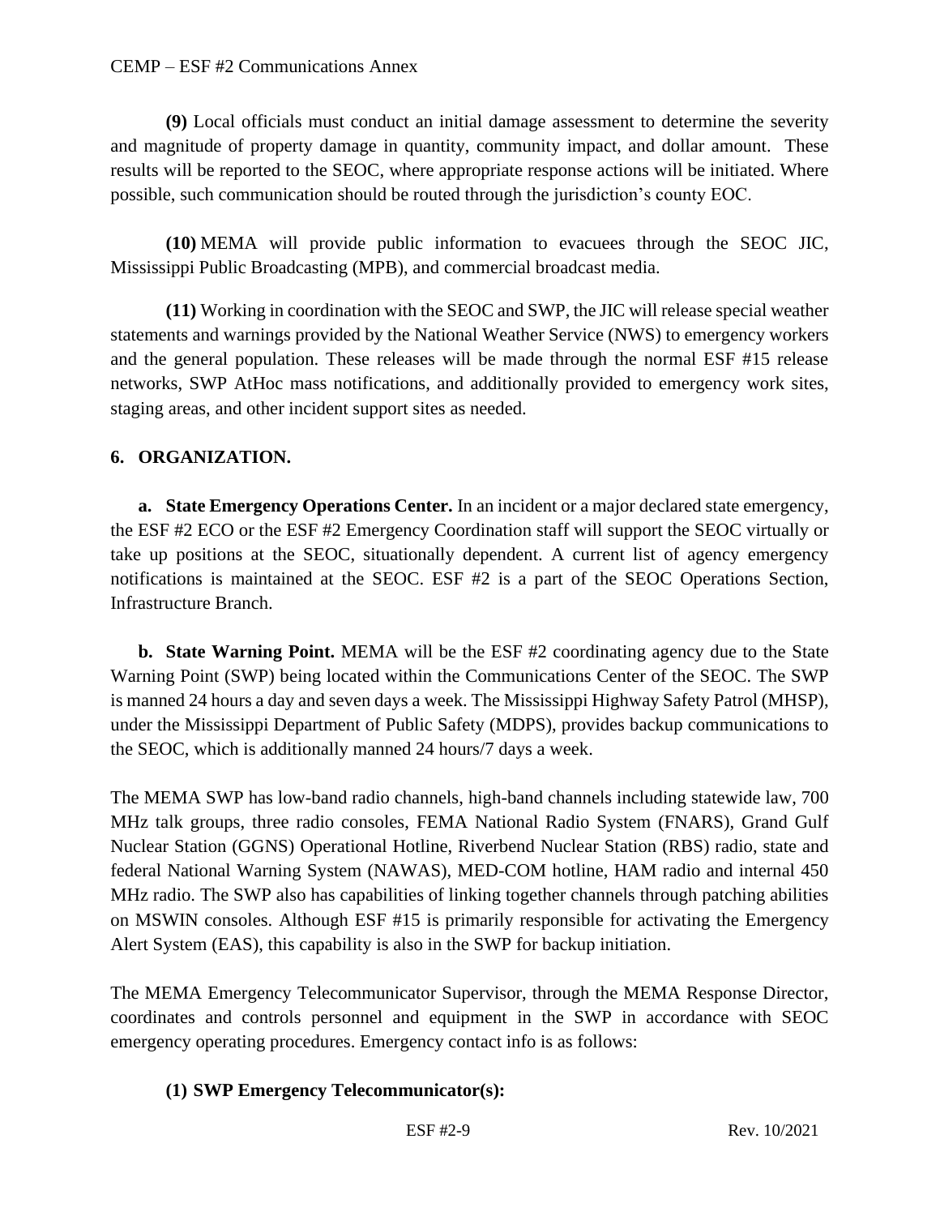**(9)** Local officials must conduct an initial damage assessment to determine the severity and magnitude of property damage in quantity, community impact, and dollar amount. These results will be reported to the SEOC, where appropriate response actions will be initiated. Where possible, such communication should be routed through the jurisdiction's county EOC.

**(10)** MEMA will provide public information to evacuees through the SEOC JIC, Mississippi Public Broadcasting (MPB), and commercial broadcast media.

**(11)** Working in coordination with the SEOC and SWP, the JIC will release special weather statements and warnings provided by the National Weather Service (NWS) to emergency workers and the general population. These releases will be made through the normal ESF #15 release networks, SWP AtHoc mass notifications, and additionally provided to emergency work sites, staging areas, and other incident support sites as needed.

## 6. ORGANIZATION.

**a. State Emergency Operations Center.** In an incident or a major declared state emergency, the ESF #2 ECO or the ESF #2 Emergency Coordination staff will support the SEOC virtually or take up positions at the SEOC, situationally dependent. A current list of agency emergency notifications is maintained at the SEOC. ESF #2 is a part of the SEOC Operations Section, Infrastructure Branch.

**b. State Warning Point.** MEMA will be the ESF #2 coordinating agency due to the State Warning Point (SWP) being located within the Communications Center of the SEOC. The SWP is manned 24 hours a day and seven days a week. The Mississippi Highway Safety Patrol (MHSP), under the Mississippi Department of Public Safety (MDPS), provides backup communications to the SEOC, which is additionally manned 24 hours/7 days a week.

The MEMA SWP has low-band radio channels, high-band channels including statewide law, 700 MHz talk groups, three radio consoles, FEMA National Radio System (FNARS), Grand Gulf Nuclear Station (GGNS) Operational Hotline, Riverbend Nuclear Station (RBS) radio, state and federal National Warning System (NAWAS), MED-COM hotline, HAM radio and internal 450 MHz radio. The SWP also has capabilities of linking together channels through patching abilities on MSWIN consoles. Although ESF #15 is primarily responsible for activating the Emergency Alert System (EAS), this capability is also in the SWP for backup initiation.

The MEMA Emergency Telecommunicator Supervisor, through the MEMA Response Director, coordinates and controls personnel and equipment in the SWP in accordance with SEOC emergency operating procedures. Emergency contact info is as follows:

**(1) SWP Emergency Telecommunicator(s):**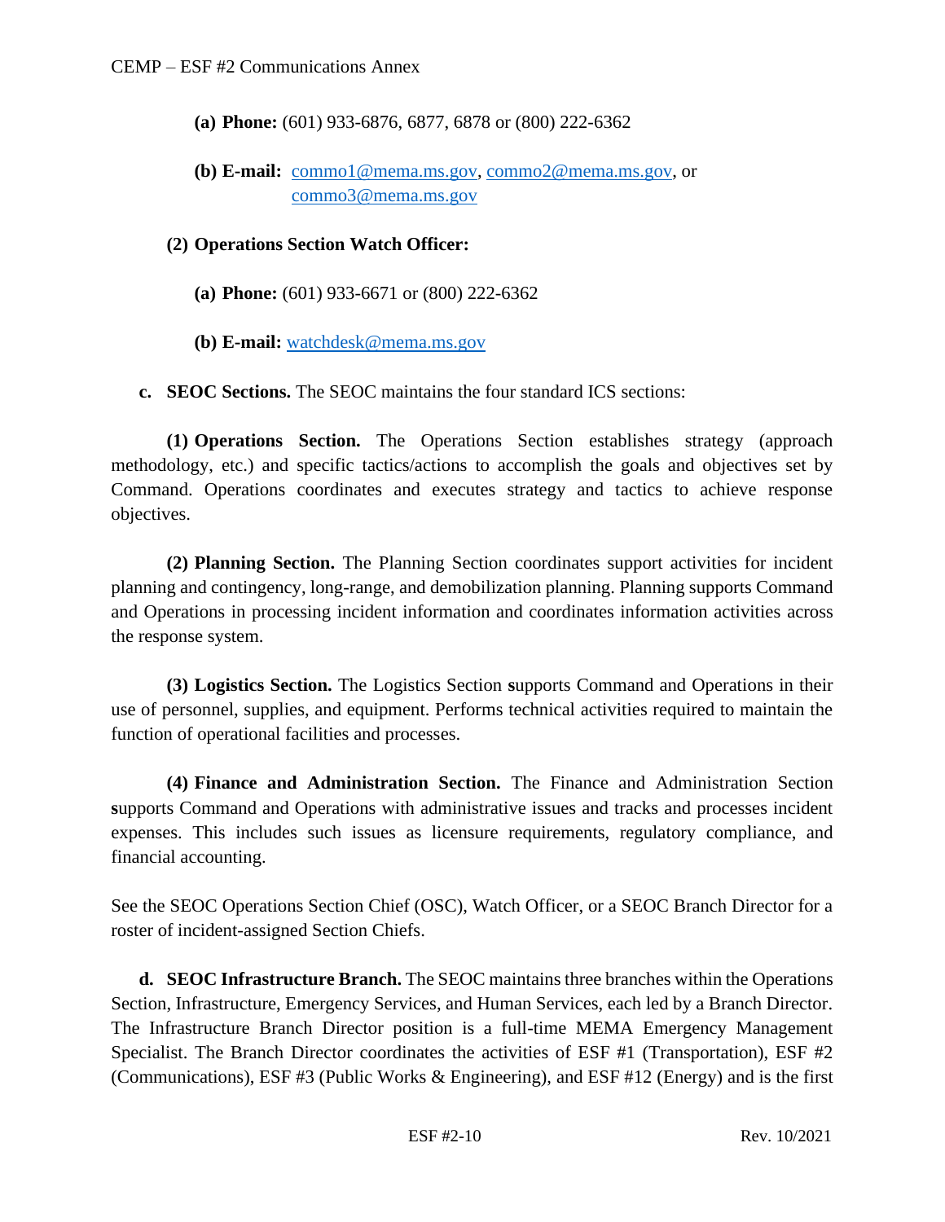**(a) Phone:** (601) 933-6876, 6877, 6878 or (800) 222-6362

**(b) E-mail:** commo1@mema.ms.gov, commo2@mema.ms.gov, or commo3@mema.ms.gov

**(2) Operations Section Watch Officer:**

**(a) Phone:** (601) 933-6671 or (800) 222-6362

**(b) E-mail:** watchdesk@mema.ms.gov

**c. SEOC Sections.** The SEOC maintains the four standard ICS sections:

**(1) Operations Section.** The Operations Section establishes strategy (approach methodology, etc.) and specific tactics/actions to accomplish the goals and objectives set by Command. Operations coordinates and executes strategy and tactics to achieve response objectives.

**(2) Planning Section.** The Planning Section coordinates support activities for incident planning and contingency, long-range, and demobilization planning. Planning supports Command and Operations in processing incident information and coordinates information activities across the response system.

**(3) Logistics Section.** The Logistics Section **s**upports Command and Operations in their use of personnel, supplies, and equipment. Performs technical activities required to maintain the function of operational facilities and processes.

**(4) Finance and Administration Section.** The Finance and Administration Section **s**upports Command and Operations with administrative issues and tracks and processes incident expenses. This includes such issues as licensure requirements, regulatory compliance, and financial accounting.

See the SEOC Operations Section Chief (OSC), Watch Officer, or a SEOC Branch Director for a roster of incident-assigned Section Chiefs.

**d. SEOC Infrastructure Branch.** The SEOC maintains three branches within the Operations Section, Infrastructure, Emergency Services, and Human Services, each led by a Branch Director. The Infrastructure Branch Director position is a full-time MEMA Emergency Management Specialist. The Branch Director coordinates the activities of ESF #1 (Transportation), ESF #2 (Communications), ESF #3 (Public Works & Engineering), and ESF #12 (Energy) and is the first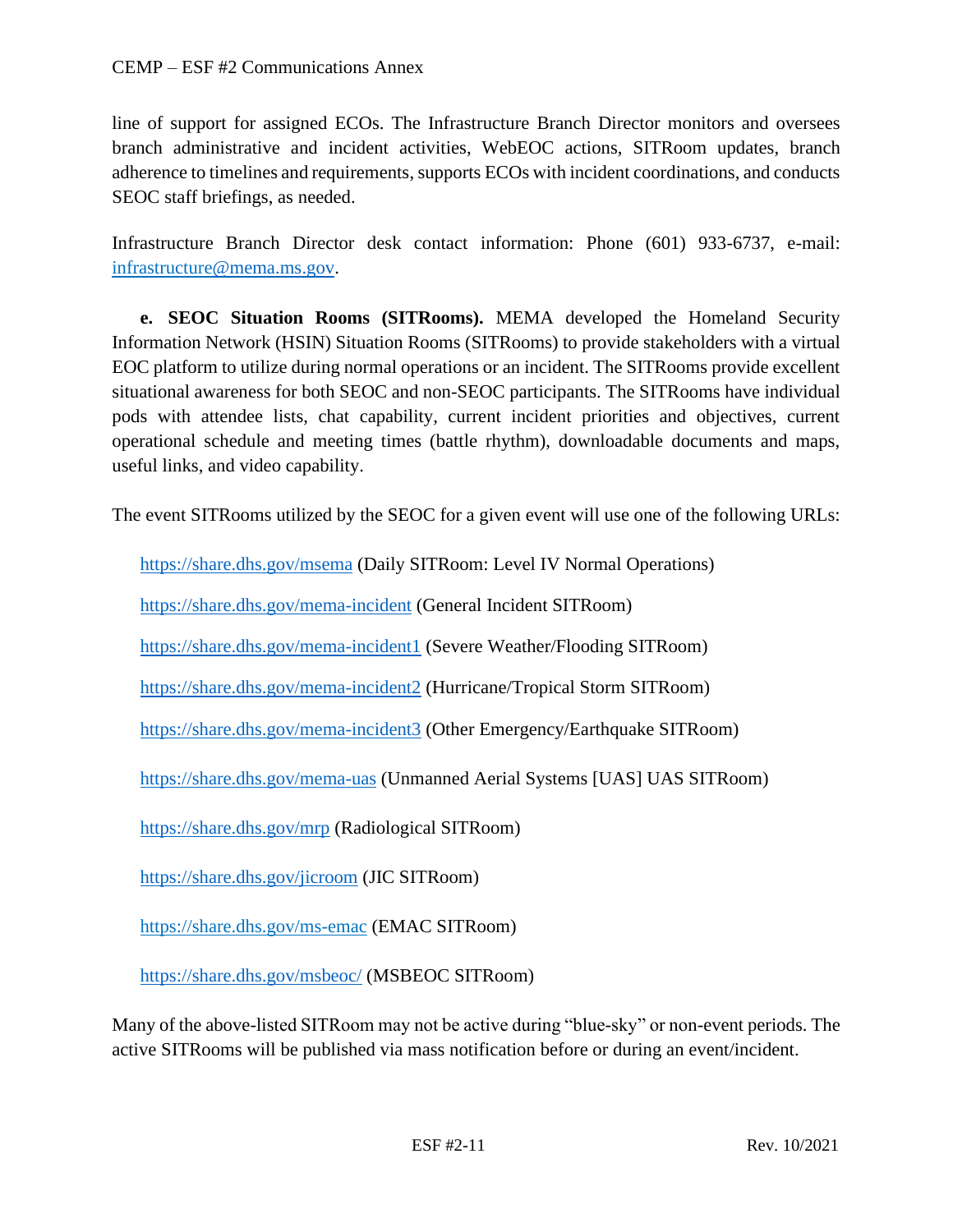line of support for assigned ECOs. The Infrastructure Branch Director monitors and oversees branch administrative and incident activities, WebEOC actions, SITRoom updates, branch adherence to timelines and requirements, supports ECOs with incident coordinations, and conducts SEOC staff briefings, as needed.

Infrastructure Branch Director desk contact information: Phone (601) 933-6737, e-mail: infrastructure@mema.ms.gov.

**e. SEOC Situation Rooms (SITRooms).** MEMA developed the Homeland Security Information Network (HSIN) Situation Rooms (SITRooms) to provide stakeholders with a virtual EOC platform to utilize during normal operations or an incident. The SITRooms provide excellent situational awareness for both SEOC and non-SEOC participants. The SITRooms have individual pods with attendee lists, chat capability, current incident priorities and objectives, current operational schedule and meeting times (battle rhythm), downloadable documents and maps, useful links, and video capability.

The event SITRooms utilized by the SEOC for a given event will use one of the following URLs:

https://share.dhs.gov/msema (Daily SITRoom: Level IV Normal Operations)

https://share.dhs.gov/mema-incident (General Incident SITRoom)

https://share.dhs.gov/mema-incident1 (Severe Weather/Flooding SITRoom)

https://share.dhs.gov/mema-incident2 (Hurricane/Tropical Storm SITRoom)

https://share.dhs.gov/mema-incident3 (Other Emergency/Earthquake SITRoom)

https://share.dhs.gov/mema-uas (Unmanned Aerial Systems [UAS] UAS SITRoom)

https://share.dhs.gov/mrp (Radiological SITRoom)

https://share.dhs.gov/jicroom (JIC SITRoom)

https://share.dhs.gov/ms-emac (EMAC SITRoom)

https://share.dhs.gov/msbeoc/ (MSBEOC SITRoom)

Many of the above-listed SITRoom may not be active during "blue-sky" or non-event periods. The active SITRooms will be published via mass notification before or during an event/incident.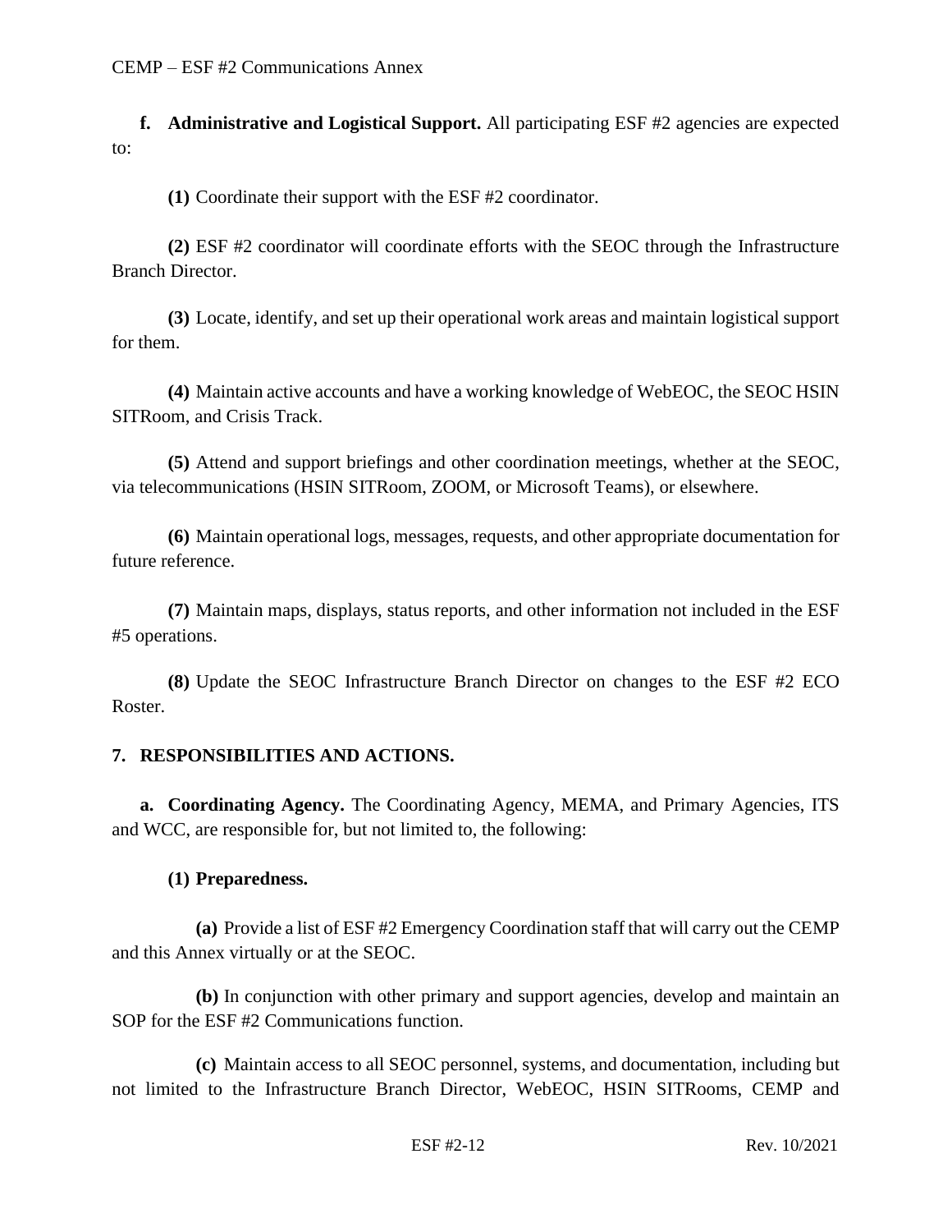**f. Administrative and Logistical Support.** All participating ESF #2 agencies are expected to:

**(1)** Coordinate their support with the ESF #2 coordinator.

**(2)** ESF #2 coordinator will coordinate efforts with the SEOC through the Infrastructure Branch Director.

**(3)** Locate, identify, and set up their operational work areas and maintain logistical support for them.

**(4)** Maintain active accounts and have a working knowledge of WebEOC, the SEOC HSIN SITRoom, and Crisis Track.

**(5)** Attend and support briefings and other coordination meetings, whether at the SEOC, via telecommunications (HSIN SITRoom, ZOOM, or Microsoft Teams), or elsewhere.

**(6)** Maintain operational logs, messages, requests, and other appropriate documentation for future reference.

**(7)** Maintain maps, displays, status reports, and other information not included in the ESF #5 operations.

**(8)** Update the SEOC Infrastructure Branch Director on changes to the ESF #2 ECO Roster.

## 7. RESPONSIBILITIES AND ACTIONS.

**a. Coordinating Agency.** The Coordinating Agency, MEMA, and Primary Agencies, ITS and WCC, are responsible for, but not limited to, the following:

**(1) Preparedness.**

**(a)** Provide a list of ESF #2 Emergency Coordination staff that will carry out the CEMP and this Annex virtually or at the SEOC.

**(b)** In conjunction with other primary and support agencies, develop and maintain an SOP for the ESF #2 Communications function.

**(c)** Maintain access to all SEOC personnel, systems, and documentation, including but not limited to the Infrastructure Branch Director, WebEOC, HSIN SITRooms, CEMP and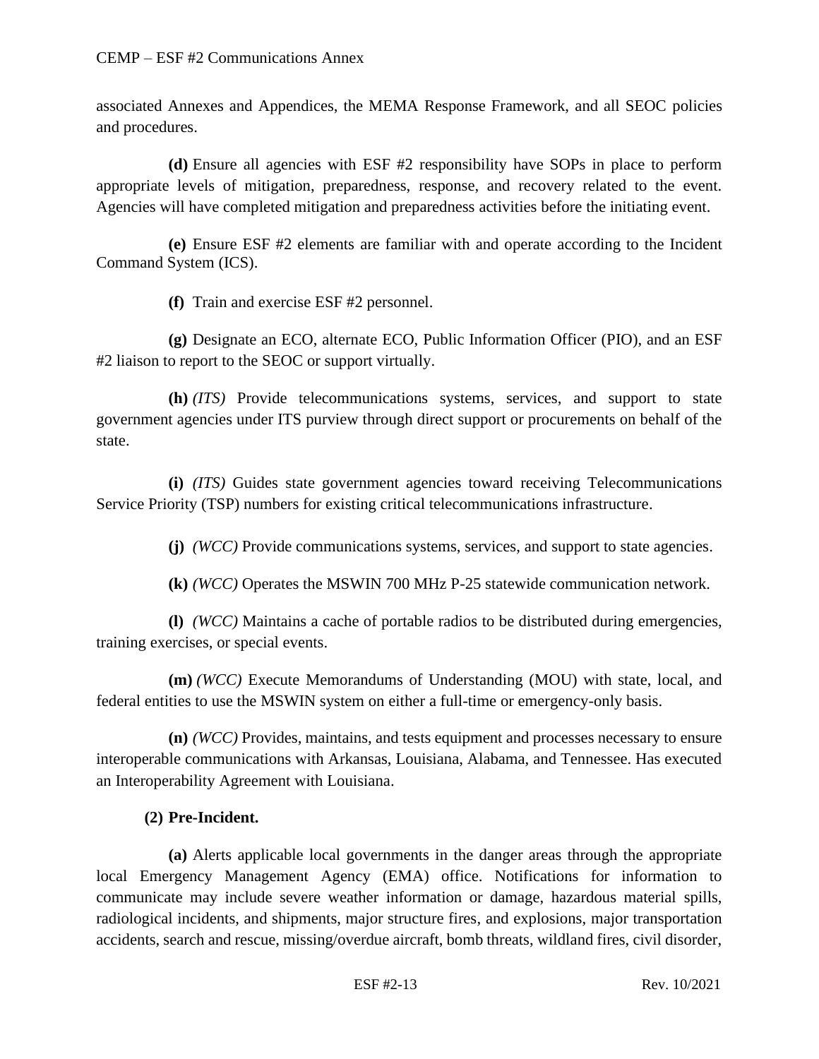associated Annexes and Appendices, the MEMA Response Framework, and all SEOC policies and procedures.

**(d)** Ensure all agencies with ESF #2 responsibility have SOPs in place to perform appropriate levels of mitigation, preparedness, response, and recovery related to the event. Agencies will have completed mitigation and preparedness activities before the initiating event.

**(e)** Ensure ESF #2 elements are familiar with and operate according to the Incident Command System (ICS).

**(f)** Train and exercise ESF #2 personnel.

**(g)** Designate an ECO, alternate ECO, Public Information Officer (PIO), and an ESF #2 liaison to report to the SEOC or support virtually.

**(h)** *(ITS)* Provide telecommunications systems, services, and support to state government agencies under ITS purview through direct support or procurements on behalf of the state.

**(i)** *(ITS)* Guides state government agencies toward receiving Telecommunications Service Priority (TSP) numbers for existing critical telecommunications infrastructure.

**(j)** *(WCC)* Provide communications systems, services, and support to state agencies.

**(k)** *(WCC)* Operates the MSWIN 700 MHz P-25 statewide communication network.

**(l)** *(WCC)* Maintains a cache of portable radios to be distributed during emergencies, training exercises, or special events.

**(m)** *(WCC)* Execute Memorandums of Understanding (MOU) with state, local, and federal entities to use the MSWIN system on either a full-time or emergency-only basis.

**(n)** *(WCC)* Provides, maintains, and tests equipment and processes necessary to ensure interoperable communications with Arkansas, Louisiana, Alabama, and Tennessee. Has executed an Interoperability Agreement with Louisiana.

**(2) Pre-Incident.**

**(a)** Alerts applicable local governments in the danger areas through the appropriate local Emergency Management Agency (EMA) office. Notifications for information to communicate may include severe weather information or damage, hazardous material spills, radiological incidents, and shipments, major structure fires, and explosions, major transportation accidents, search and rescue, missing/overdue aircraft, bomb threats, wildland fires, civil disorder,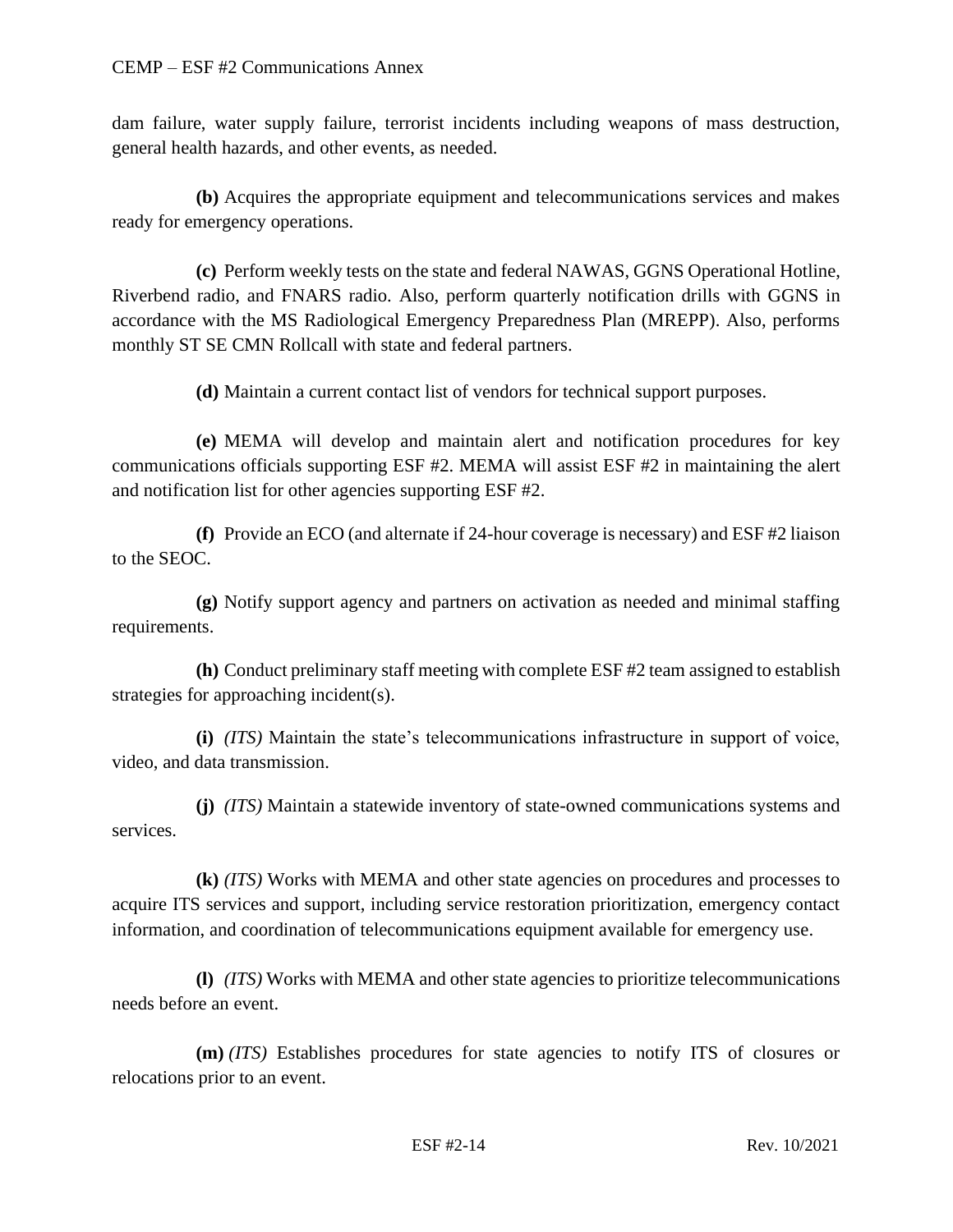dam failure, water supply failure, terrorist incidents including weapons of mass destruction, general health hazards, and other events, as needed.

**(b)** Acquires the appropriate equipment and telecommunications services and makes ready for emergency operations.

**(c)** Perform weekly tests on the state and federal NAWAS, GGNS Operational Hotline, Riverbend radio, and FNARS radio. Also, perform quarterly notification drills with GGNS in accordance with the MS Radiological Emergency Preparedness Plan (MREPP). Also, performs monthly ST SE CMN Rollcall with state and federal partners.

**(d)** Maintain a current contact list of vendors for technical support purposes.

**(e)** MEMA will develop and maintain alert and notification procedures for key communications officials supporting ESF #2. MEMA will assist ESF #2 in maintaining the alert and notification list for other agencies supporting ESF #2.

**(f)** Provide an ECO (and alternate if 24-hour coverage is necessary) and ESF #2 liaison to the SEOC.

**(g)** Notify support agency and partners on activation as needed and minimal staffing requirements.

**(h)** Conduct preliminary staff meeting with complete ESF #2 team assigned to establish strategies for approaching incident(s).

**(i)** *(ITS)* Maintain the state's telecommunications infrastructure in support of voice, video, and data transmission.

**(j)** *(ITS)* Maintain a statewide inventory of state-owned communications systems and services.

**(k)** *(ITS)* Works with MEMA and other state agencies on procedures and processes to acquire ITS services and support, including service restoration prioritization, emergency contact information, and coordination of telecommunications equipment available for emergency use.

**(l)** *(ITS)* Works with MEMA and other state agencies to prioritize telecommunications needs before an event.

**(m)** *(ITS)* Establishes procedures for state agencies to notify ITS of closures or relocations prior to an event.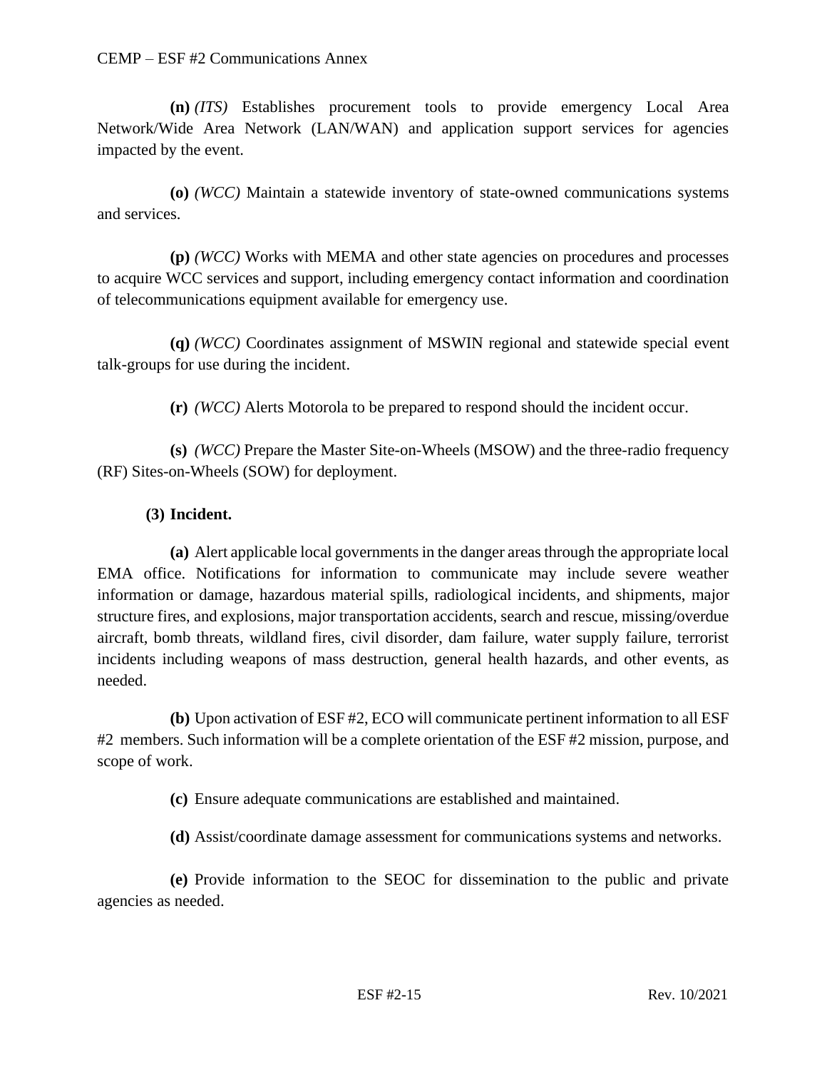**(n)** *(ITS)* Establishes procurement tools to provide emergency Local Area Network/Wide Area Network (LAN/WAN) and application support services for agencies impacted by the event.

**(o)** *(WCC)* Maintain a statewide inventory of state-owned communications systems and services.

**(p)** *(WCC)* Works with MEMA and other state agencies on procedures and processes to acquire WCC services and support, including emergency contact information and coordination of telecommunications equipment available for emergency use.

**(q)** *(WCC)* Coordinates assignment of MSWIN regional and statewide special event talk-groups for use during the incident.

**(r)** *(WCC)* Alerts Motorola to be prepared to respond should the incident occur.

**(s)** *(WCC)* Prepare the Master Site-on-Wheels (MSOW) and the three-radio frequency (RF) Sites-on-Wheels (SOW) for deployment.

**(3) Incident.**

**(a)** Alert applicable local governments in the danger areas through the appropriate local EMA office. Notifications for information to communicate may include severe weather information or damage, hazardous material spills, radiological incidents, and shipments, major structure fires, and explosions, major transportation accidents, search and rescue, missing/overdue aircraft, bomb threats, wildland fires, civil disorder, dam failure, water supply failure, terrorist incidents including weapons of mass destruction, general health hazards, and other events, as needed.

**(b)** Upon activation of ESF #2, ECO will communicate pertinent information to all ESF #2 members. Such information will be a complete orientation of the ESF #2 mission, purpose, and scope of work.

**(c)** Ensure adequate communications are established and maintained.

**(d)** Assist/coordinate damage assessment for communications systems and networks.

**(e)** Provide information to the SEOC for dissemination to the public and private agencies as needed.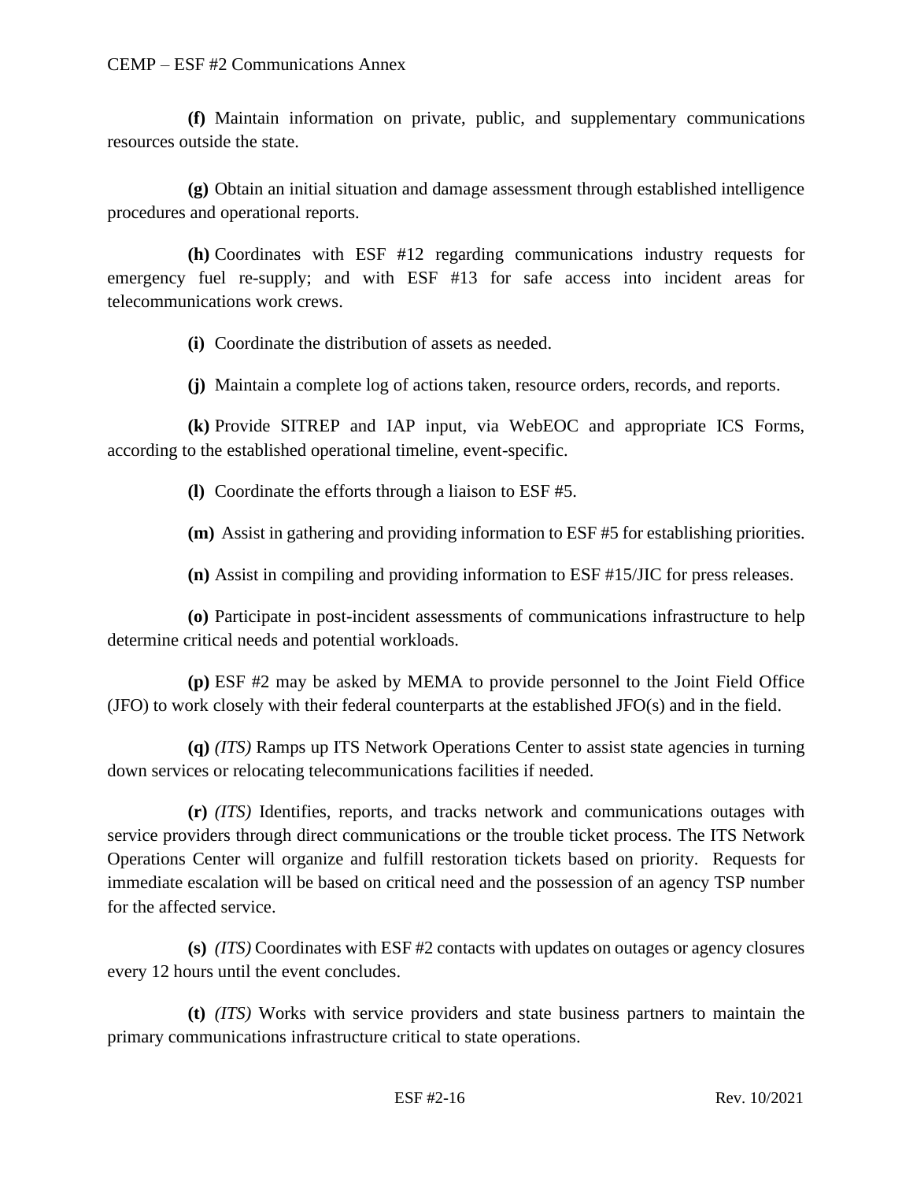**(f)** Maintain information on private, public, and supplementary communications resources outside the state.

**(g)** Obtain an initial situation and damage assessment through established intelligence procedures and operational reports.

**(h)** Coordinates with ESF #12 regarding communications industry requests for emergency fuel re-supply; and with ESF #13 for safe access into incident areas for telecommunications work crews.

**(i)** Coordinate the distribution of assets as needed.

**(j)** Maintain a complete log of actions taken, resource orders, records, and reports.

**(k)** Provide SITREP and IAP input, via WebEOC and appropriate ICS Forms, according to the established operational timeline, event-specific.

**(l)** Coordinate the efforts through a liaison to ESF #5.

**(m)** Assist in gathering and providing information to ESF #5 for establishing priorities.

**(n)** Assist in compiling and providing information to ESF #15/JIC for press releases.

**(o)** Participate in post-incident assessments of communications infrastructure to help determine critical needs and potential workloads.

**(p)** ESF #2 may be asked by MEMA to provide personnel to the Joint Field Office (JFO) to work closely with their federal counterparts at the established JFO(s) and in the field.

**(q)** *(ITS)* Ramps up ITS Network Operations Center to assist state agencies in turning down services or relocating telecommunications facilities if needed.

**(r)** *(ITS)* Identifies, reports, and tracks network and communications outages with service providers through direct communications or the trouble ticket process. The ITS Network Operations Center will organize and fulfill restoration tickets based on priority. Requests for immediate escalation will be based on critical need and the possession of an agency TSP number for the affected service.

**(s)** *(ITS)* Coordinates with ESF #2 contacts with updates on outages or agency closures every 12 hours until the event concludes.

**(t)** *(ITS)* Works with service providers and state business partners to maintain the primary communications infrastructure critical to state operations.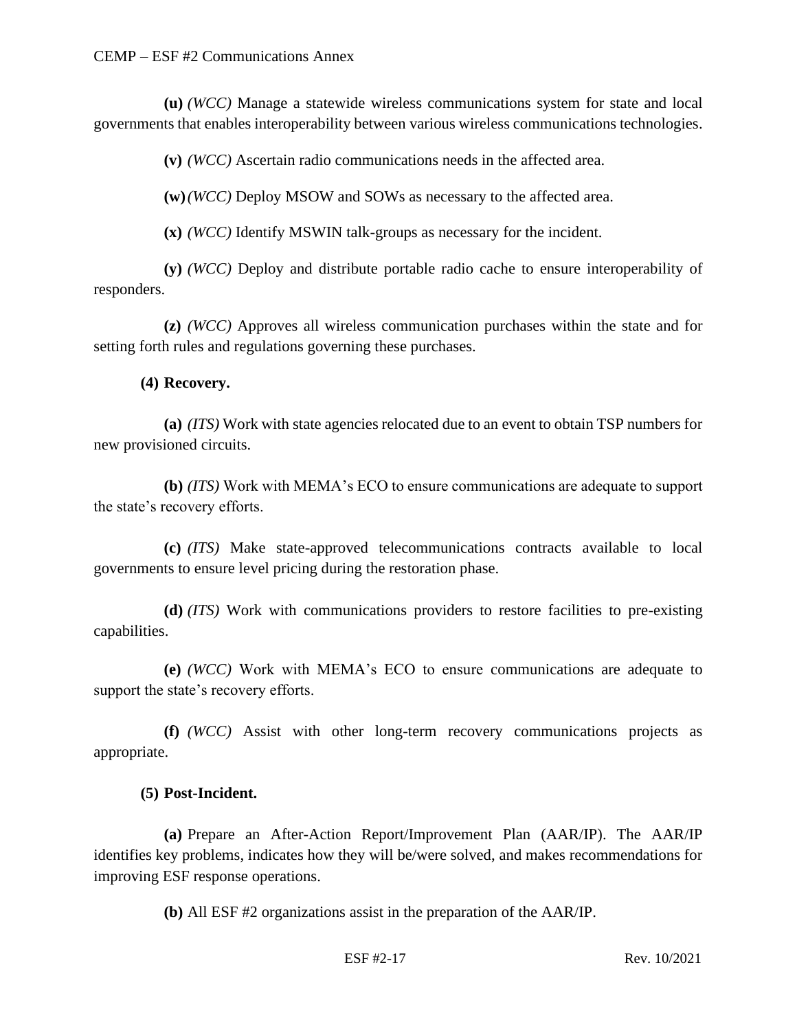**(u)** *(WCC)* Manage a statewide wireless communications system for state and local governments that enables interoperability between various wireless communications technologies.

**(v)** *(WCC)* Ascertain radio communications needs in the affected area.

**(w)** *(WCC)* Deploy MSOW and SOWs as necessary to the affected area.

**(x)** *(WCC)* Identify MSWIN talk-groups as necessary for the incident.

**(y)** *(WCC)* Deploy and distribute portable radio cache to ensure interoperability of responders.

**(z)** *(WCC)* Approves all wireless communication purchases within the state and for setting forth rules and regulations governing these purchases.

**(4) Recovery.**

**(a)** *(ITS)* Work with state agencies relocated due to an event to obtain TSP numbers for new provisioned circuits.

**(b)** *(ITS)* Work with MEMA's ECO to ensure communications are adequate to support the state's recovery efforts.

**(c)** *(ITS)* Make state-approved telecommunications contracts available to local governments to ensure level pricing during the restoration phase.

**(d)** *(ITS)* Work with communications providers to restore facilities to pre-existing capabilities.

**(e)** *(WCC)* Work with MEMA's ECO to ensure communications are adequate to support the state's recovery efforts.

**(f)** *(WCC)* Assist with other long-term recovery communications projects as appropriate.

**(5) Post-Incident.**

**(a)** Prepare an After-Action Report/Improvement Plan (AAR/IP). The AAR/IP identifies key problems, indicates how they will be/were solved, and makes recommendations for improving ESF response operations.

**(b)** All ESF #2 organizations assist in the preparation of the AAR/IP.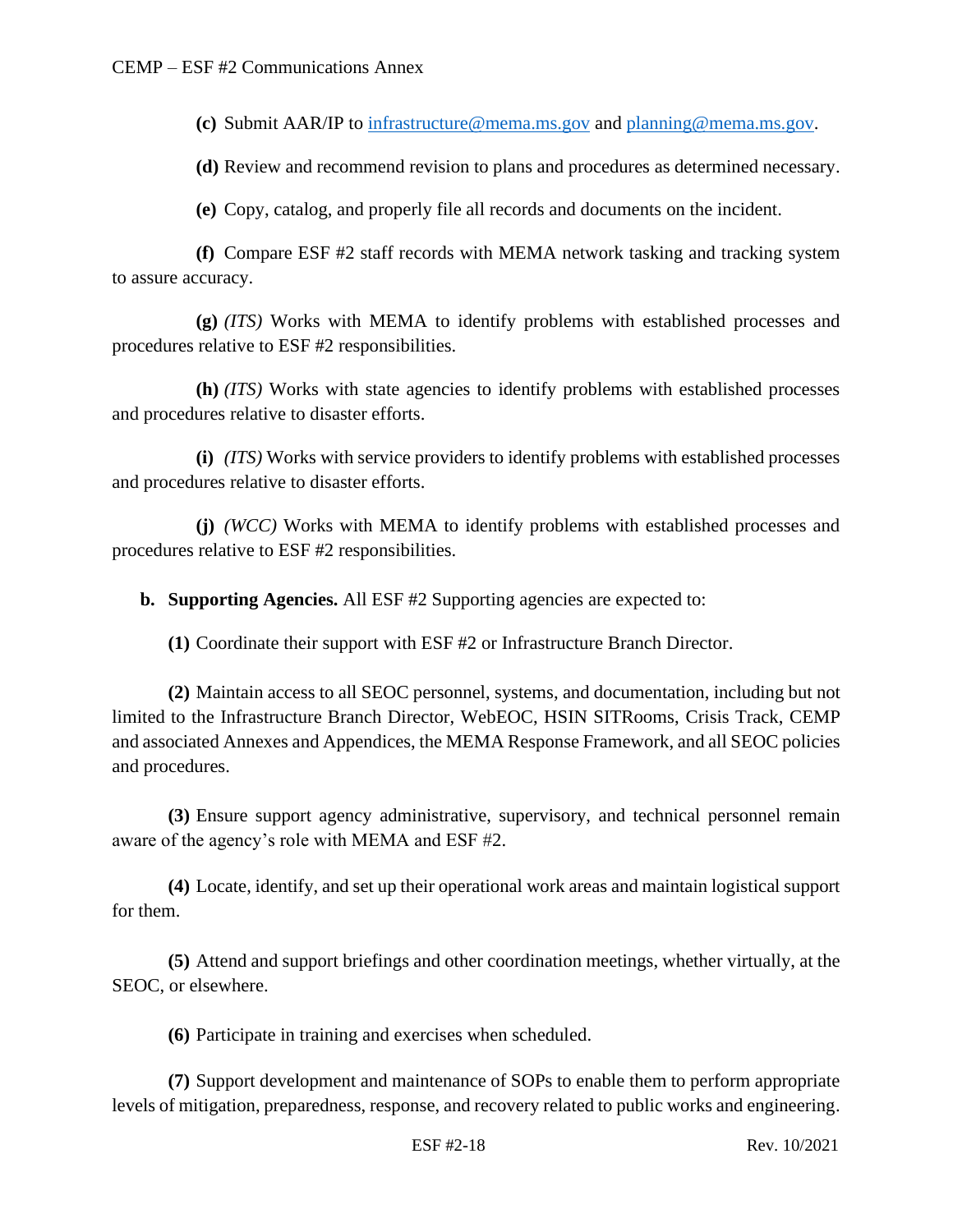**(c)** Submit AAR/IP to infrastructure@mema.ms.gov and planning@mema.ms.gov.

**(d)** Review and recommend revision to plans and procedures as determined necessary.

**(e)** Copy, catalog, and properly file all records and documents on the incident.

**(f)** Compare ESF #2 staff records with MEMA network tasking and tracking system to assure accuracy.

**(g)** *(ITS)* Works with MEMA to identify problems with established processes and procedures relative to ESF #2 responsibilities.

**(h)** *(ITS)* Works with state agencies to identify problems with established processes and procedures relative to disaster efforts.

**(i)** *(ITS)* Works with service providers to identify problems with established processes and procedures relative to disaster efforts.

**(j)** *(WCC)* Works with MEMA to identify problems with established processes and procedures relative to ESF #2 responsibilities.

**b. Supporting Agencies.** All ESF #2 Supporting agencies are expected to:

**(1)** Coordinate their support with ESF #2 or Infrastructure Branch Director.

**(2)** Maintain access to all SEOC personnel, systems, and documentation, including but not limited to the Infrastructure Branch Director, WebEOC, HSIN SITRooms, Crisis Track, CEMP and associated Annexes and Appendices, the MEMA Response Framework, and all SEOC policies and procedures.

**(3)** Ensure support agency administrative, supervisory, and technical personnel remain aware of the agency's role with MEMA and ESF #2.

**(4)** Locate, identify, and set up their operational work areas and maintain logistical support for them.

**(5)** Attend and support briefings and other coordination meetings, whether virtually, at the SEOC, or elsewhere.

**(6)** Participate in training and exercises when scheduled.

**(7)** Support development and maintenance of SOPs to enable them to perform appropriate levels of mitigation, preparedness, response, and recovery related to public works and engineering.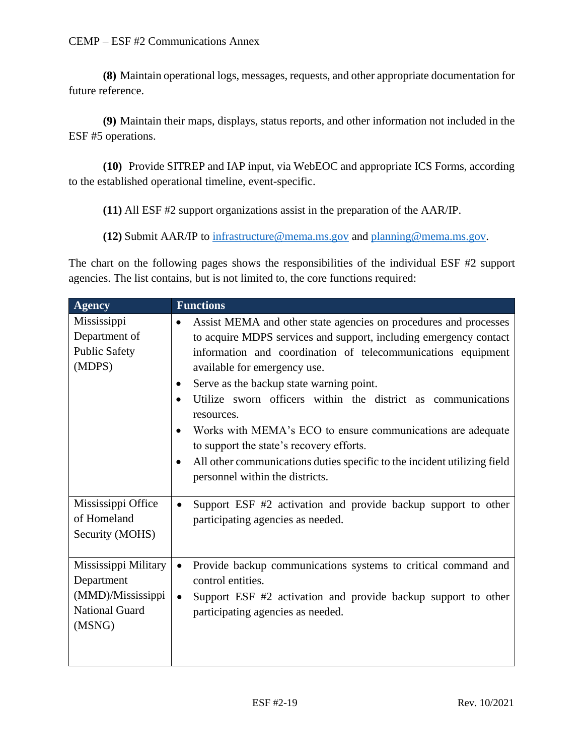**(8)** Maintain operational logs, messages, requests, and other appropriate documentation for future reference.

**(9)** Maintain their maps, displays, status reports, and other information not included in the ESF #5 operations.

**(10)** Provide SITREP and IAP input, via WebEOC and appropriate ICS Forms, according to the established operational timeline, event-specific.

**(11)** All ESF #2 support organizations assist in the preparation of the AAR/IP.

**(12)** Submit AAR/IP to infrastructure@mema.ms.gov and planning@mema.ms.gov.

The chart on the following pages shows the responsibilities of the individual ESF #2 support agencies. The list contains, but is not limited to, the core functions required:

| Agency | Functions |
|---|---|
| Mississippi Department of Public Safety (MDPS) | • Assist MEMA and other state agencies on procedures and processes to acquire MDPS services and support, including emergency contact information and coordination of telecommunications equipment available for emergency use.<br>• Serve as the backup state warning point.<br>• Utilize sworn officers within the district as communications resources.<br>• Works with MEMA's ECO to ensure communications are adequate to support the state's recovery efforts.<br>• All other communications duties specific to the incident utilizing field personnel within the districts. |
| Mississippi Office of Homeland Security (MOHS) | • Support ESF #2 activation and provide backup support to other participating agencies as needed. |
| Mississippi Military Department (MMD)/Mississippi National Guard (MSNG) | • Provide backup communications systems to critical command and control entities.<br>• Support ESF #2 activation and provide backup support to other participating agencies as needed. |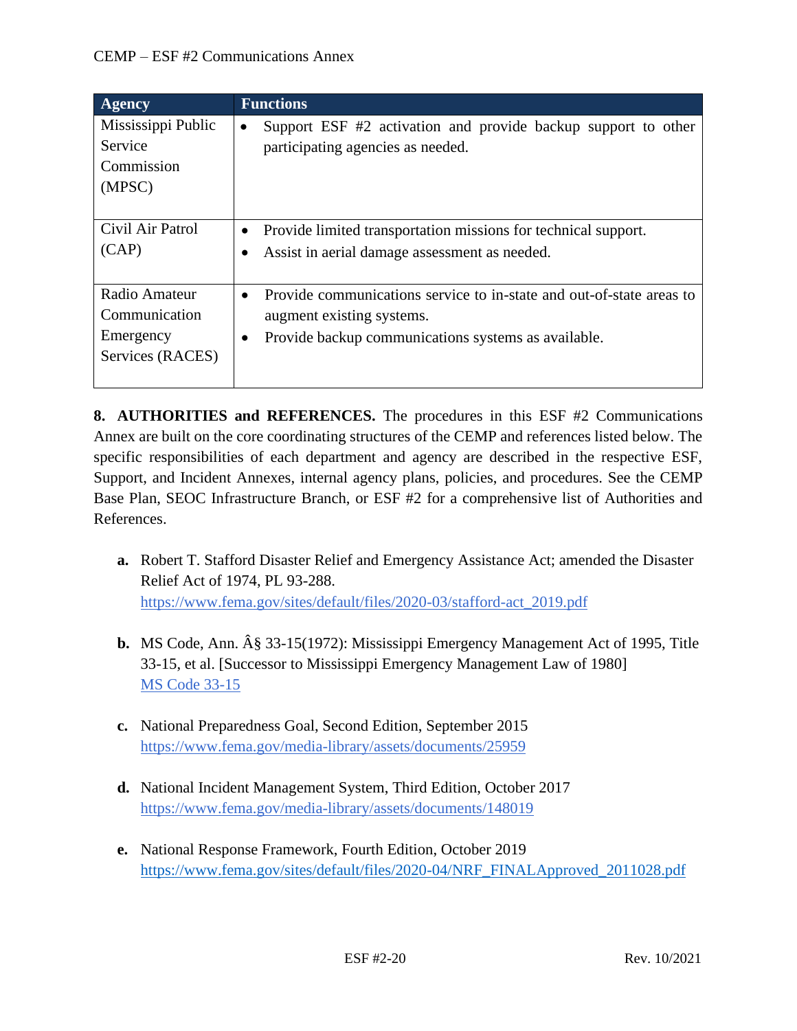| Agency | Functions |
| --- | --- |
| Mississippi Public Service Commission (MPSC) | • Support ESF #2 activation and provide backup support to other participating agencies as needed. |
| Civil Air Patrol (CAP) | • Provide limited transportation missions for technical support.<br>• Assist in aerial damage assessment as needed. |
| Radio Amateur Communication Emergency Services (RACES) | • Provide communications service to in-state and out-of-state areas to augment existing systems.<br>• Provide backup communications systems as available. |

**8. AUTHORITIES and REFERENCES.** The procedures in this ESF #2 Communications Annex are built on the core coordinating structures of the CEMP and references listed below. The specific responsibilities of each department and agency are described in the respective ESF, Support, and Incident Annexes, internal agency plans, policies, and procedures. See the CEMP Base Plan, SEOC Infrastructure Branch, or ESF #2 for a comprehensive list of Authorities and References.

**a.** Robert T. Stafford Disaster Relief and Emergency Assistance Act; amended the Disaster Relief Act of 1974, PL 93-288.
https://www.fema.gov/sites/default/files/2020-03/stafford-act_2019.pdf

**b.** MS Code, Ann. Â§ 33-15(1972): Mississippi Emergency Management Act of 1995, Title 33-15, et al. [Successor to Mississippi Emergency Management Law of 1980]
MS Code 33-15

**c.** National Preparedness Goal, Second Edition, September 2015
https://www.fema.gov/media-library/assets/documents/25959

**d.** National Incident Management System, Third Edition, October 2017
https://www.fema.gov/media-library/assets/documents/148019

**e.** National Response Framework, Fourth Edition, October 2019
https://www.fema.gov/sites/default/files/2020-04/NRF_FINALApproved_2011028.pdf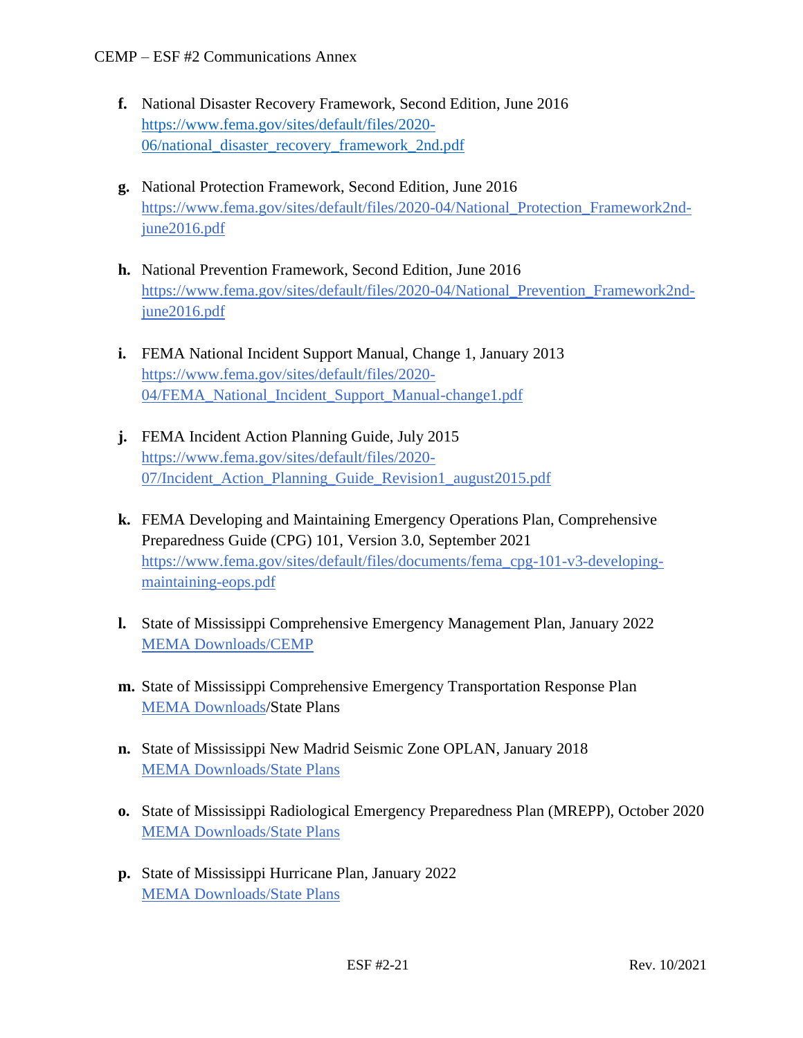f. National Disaster Recovery Framework, Second Edition, June 2016
[https://www.fema.gov/sites/default/files/2020-06/national_disaster_recovery_framework_2nd.pdf](https://www.fema.gov/sites/default/files/2020-06/national_disaster_recovery_framework_2nd.pdf)

g. National Protection Framework, Second Edition, June 2016
[https://www.fema.gov/sites/default/files/2020-04/National_Protection_Framework2nd-june2016.pdf](https://www.fema.gov/sites/default/files/2020-04/National_Protection_Framework2nd-june2016.pdf)

h. National Prevention Framework, Second Edition, June 2016
[https://www.fema.gov/sites/default/files/2020-04/National_Prevention_Framework2nd-june2016.pdf](https://www.fema.gov/sites/default/files/2020-04/National_Prevention_Framework2nd-june2016.pdf)

i. FEMA National Incident Support Manual, Change 1, January 2013
[https://www.fema.gov/sites/default/files/2020-04/FEMA_National_Incident_Support_Manual-change1.pdf](https://www.fema.gov/sites/default/files/2020-04/FEMA_National_Incident_Support_Manual-change1.pdf)

j. FEMA Incident Action Planning Guide, July 2015
[https://www.fema.gov/sites/default/files/2020-07/Incident_Action_Planning_Guide_Revision1_august2015.pdf](https://www.fema.gov/sites/default/files/2020-07/Incident_Action_Planning_Guide_Revision1_august2015.pdf)

k. FEMA Developing and Maintaining Emergency Operations Plan, Comprehensive Preparedness Guide (CPG) 101, Version 3.0, September 2021
[https://www.fema.gov/sites/default/files/documents/fema_cpg-101-v3-developing-maintaining-eops.pdf](https://www.fema.gov/sites/default/files/documents/fema_cpg-101-v3-developing-maintaining-eops.pdf)

l. State of Mississippi Comprehensive Emergency Management Plan, January 2022
MEMA Downloads/CEMP

m. State of Mississippi Comprehensive Emergency Transportation Response Plan
MEMA Downloads/State Plans

n. State of Mississippi New Madrid Seismic Zone OPLAN, January 2018
MEMA Downloads/State Plans

o. State of Mississippi Radiological Emergency Preparedness Plan (MREPP), October 2020
MEMA Downloads/State Plans

p. State of Mississippi Hurricane Plan, January 2022
MEMA Downloads/State Plans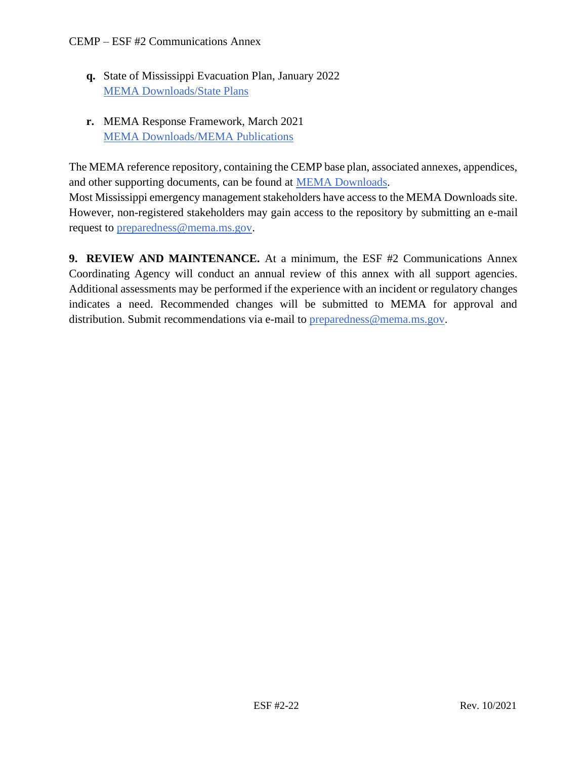**q.** State of Mississippi Evacuation Plan, January 2022
MEMA Downloads/State Plans

**r.** MEMA Response Framework, March 2021
MEMA Downloads/MEMA Publications

The MEMA reference repository, containing the CEMP base plan, associated annexes, appendices, and other supporting documents, can be found at MEMA Downloads.
Most Mississippi emergency management stakeholders have access to the MEMA Downloads site. However, non-registered stakeholders may gain access to the repository by submitting an e-mail request to preparedness@mema.ms.gov.

**9. REVIEW AND MAINTENANCE.** At a minimum, the ESF #2 Communications Annex Coordinating Agency will conduct an annual review of this annex with all support agencies. Additional assessments may be performed if the experience with an incident or regulatory changes indicates a need. Recommended changes will be submitted to MEMA for approval and distribution. Submit recommendations via e-mail to preparedness@mema.ms.gov.